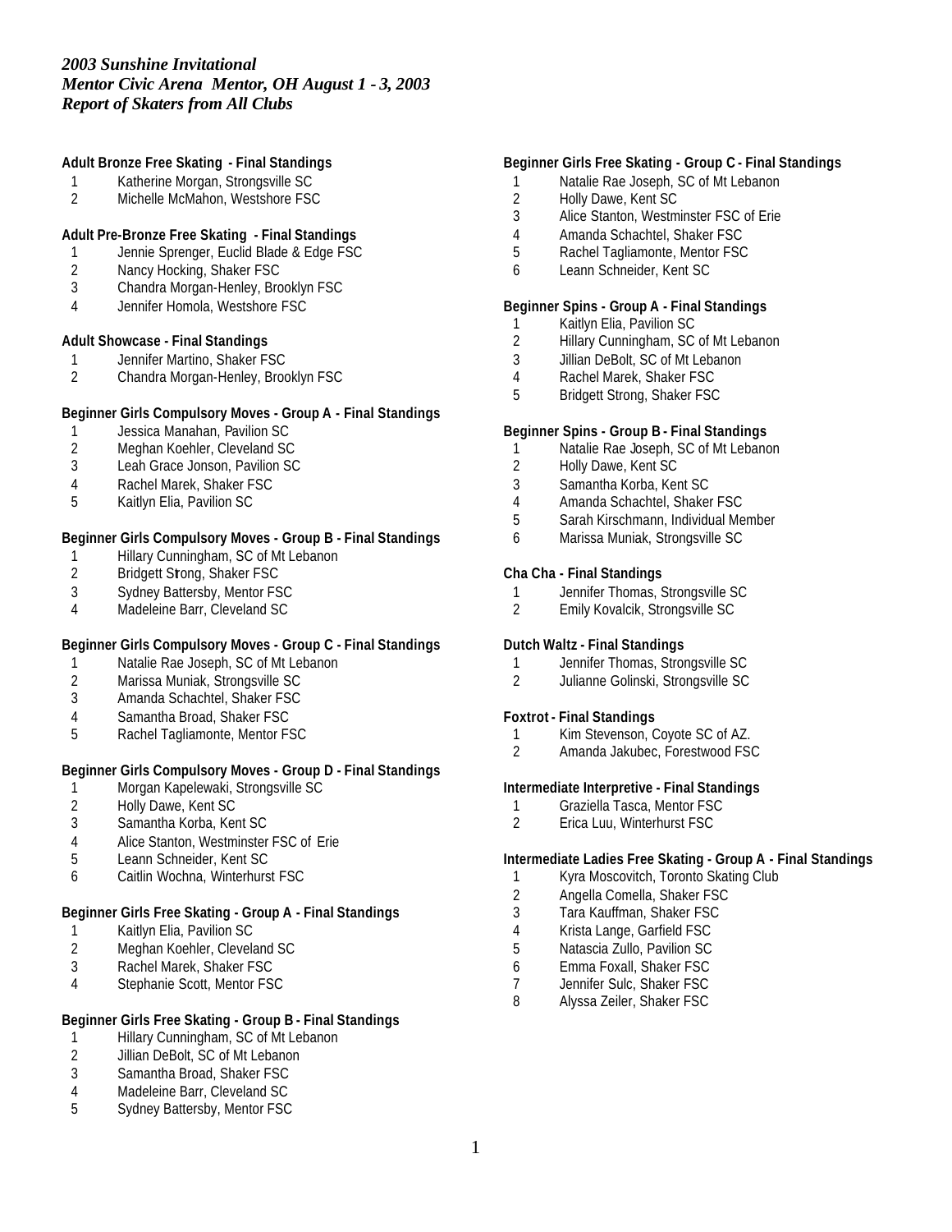*2003 Sunshine Invitational*
*Mentor Civic Arena Mentor, OH August 1 - 3, 2003*
*Report of Skaters from All Clubs*

**Adult Bronze Free Skating - Final Standings**

1. Katherine Morgan, Strongsville SC
2. Michelle McMahon, Westshore FSC

**Adult Pre-Bronze Free Skating - Final Standings**

1. Jennie Sprenger, Euclid Blade & Edge FSC
2. Nancy Hocking, Shaker FSC
3. Chandra Morgan-Henley, Brooklyn FSC
4. Jennifer Homola, Westshore FSC

**Adult Showcase - Final Standings**

1. Jennifer Martino, Shaker FSC
2. Chandra Morgan-Henley, Brooklyn FSC

**Beginner Girls Compulsory Moves - Group A - Final Standings**

1. Jessica Manahan, Pavilion SC
2. Meghan Koehler, Cleveland SC
3. Leah Grace Jonson, Pavilion SC
4. Rachel Marek, Shaker FSC
5. Kaitlyn Elia, Pavilion SC

**Beginner Girls Compulsory Moves - Group B - Final Standings**

1. Hillary Cunningham, SC of Mt Lebanon
2. Bridgett Strong, Shaker FSC
3. Sydney Battersby, Mentor FSC
4. Madeleine Barr, Cleveland SC

**Beginner Girls Compulsory Moves - Group C - Final Standings**

1. Natalie Rae Joseph, SC of Mt Lebanon
2. Marissa Muniak, Strongsville SC
3. Amanda Schachtel, Shaker FSC
4. Samantha Broad, Shaker FSC
5. Rachel Tagliamonte, Mentor FSC

**Beginner Girls Compulsory Moves - Group D - Final Standings**

1. Morgan Kapelewaki, Strongsville SC
2. Holly Dawe, Kent SC
3. Samantha Korba, Kent SC
4. Alice Stanton, Westminster FSC of Erie
5. Leann Schneider, Kent SC
6. Caitlin Wochna, Winterhurst FSC

**Beginner Girls Free Skating - Group A - Final Standings**

1. Kaitlyn Elia, Pavilion SC
2. Meghan Koehler, Cleveland SC
3. Rachel Marek, Shaker FSC
4. Stephanie Scott, Mentor FSC

**Beginner Girls Free Skating - Group B - Final Standings**

1. Hillary Cunningham, SC of Mt Lebanon
2. Jillian DeBolt, SC of Mt Lebanon
3. Samantha Broad, Shaker FSC
4. Madeleine Barr, Cleveland SC
5. Sydney Battersby, Mentor FSC

**Beginner Girls Free Skating - Group C - Final Standings**

1. Natalie Rae Joseph, SC of Mt Lebanon
2. Holly Dawe, Kent SC
3. Alice Stanton, Westminster FSC of Erie
4. Amanda Schachtel, Shaker FSC
5. Rachel Tagliamonte, Mentor FSC
6. Leann Schneider, Kent SC

**Beginner Spins - Group A - Final Standings**

1. Kaitlyn Elia, Pavilion SC
2. Hillary Cunningham, SC of Mt Lebanon
3. Jillian DeBolt, SC of Mt Lebanon
4. Rachel Marek, Shaker FSC
5. Bridgett Strong, Shaker FSC

**Beginner Spins - Group B - Final Standings**

1. Natalie Rae Joseph, SC of Mt Lebanon
2. Holly Dawe, Kent SC
3. Samantha Korba, Kent SC
4. Amanda Schachtel, Shaker FSC
5. Sarah Kirschmann, Individual Member
6. Marissa Muniak, Strongsville SC

**Cha Cha - Final Standings**

1. Jennifer Thomas, Strongsville SC
2. Emily Kovalcik, Strongsville SC

**Dutch Waltz - Final Standings**

1. Jennifer Thomas, Strongsville SC
2. Julianne Golinski, Strongsville SC

**Foxtrot - Final Standings**

1. Kim Stevenson, Coyote SC of AZ.
2. Amanda Jakubec, Forestwood FSC

**Intermediate Interpretive - Final Standings**

1. Graziella Tasca, Mentor FSC
2. Erica Luu, Winterhurst FSC

**Intermediate Ladies Free Skating - Group A - Final Standings**

1. Kyra Moscovitch, Toronto Skating Club
2. Angella Comella, Shaker FSC
3. Tara Kauffman, Shaker FSC
4. Krista Lange, Garfield FSC
5. Natascia Zullo, Pavilion SC
6. Emma Foxall, Shaker FSC
7. Jennifer Sulc, Shaker FSC
8. Alyssa Zeiler, Shaker FSC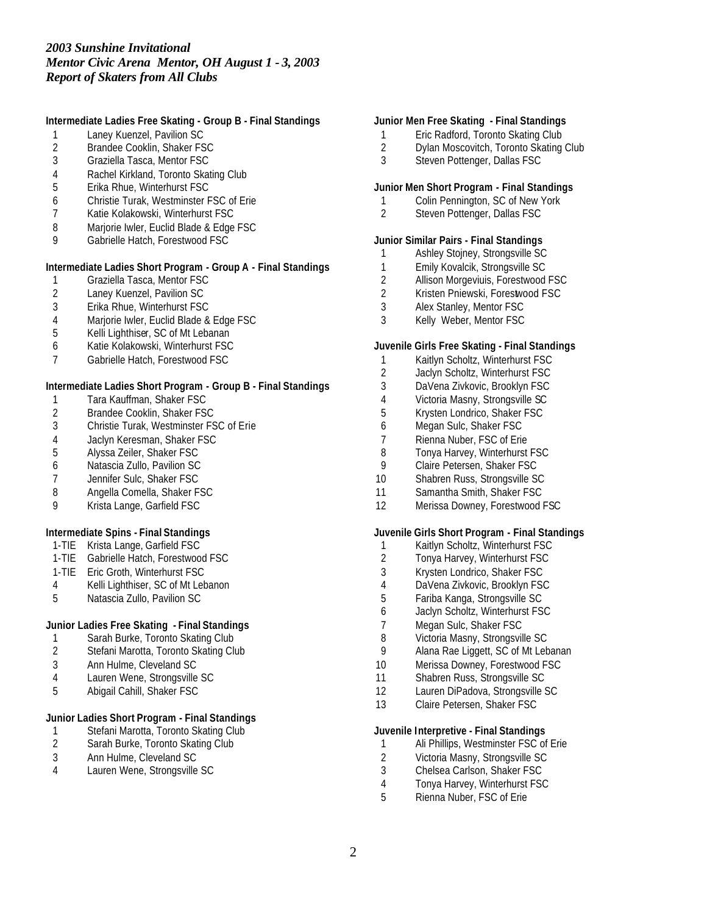*2003 Sunshine Invitational*
*Mentor Civic Arena  Mentor, OH August 1 - 3, 2003*
*Report of Skaters from All Clubs*

**Intermediate Ladies Free Skating - Group B - Final Standings**

1 Laney Kuenzel, Pavilion SC
2 Brandee Cooklin, Shaker FSC
3 Graziella Tasca, Mentor FSC
4 Rachel Kirkland, Toronto Skating Club
5 Erika Rhue, Winterhurst FSC
6 Christie Turak, Westminster FSC of Erie
7 Katie Kolakowski, Winterhurst FSC
8 Marjorie Iwler, Euclid Blade & Edge FSC
9 Gabrielle Hatch, Forestwood FSC

**Intermediate Ladies Short Program - Group A - Final Standings**

1 Graziella Tasca, Mentor FSC
2 Laney Kuenzel, Pavilion SC
3 Erika Rhue, Winterhurst FSC
4 Marjorie Iwler, Euclid Blade & Edge FSC
5 Kelli Lighthiser, SC of Mt Lebanan
6 Katie Kolakowski, Winterhurst FSC
7 Gabrielle Hatch, Forestwood FSC

**Intermediate Ladies Short Program - Group B - Final Standings**

1 Tara Kauffman, Shaker FSC
2 Brandee Cooklin, Shaker FSC
3 Christie Turak, Westminster FSC of Erie
4 Jaclyn Keresman, Shaker FSC
5 Alyssa Zeiler, Shaker FSC
6 Natascia Zullo, Pavilion SC
7 Jennifer Sulc, Shaker FSC
8 Angella Comella, Shaker FSC
9 Krista Lange, Garfield FSC

**Intermediate Spins - Final Standings**

1-TIE Krista Lange, Garfield FSC
1-TIE Gabrielle Hatch, Forestwood FSC
1-TIE Eric Groth, Winterhurst FSC
4 Kelli Lighthiser, SC of Mt Lebanon
5 Natascia Zullo, Pavilion SC

**Junior Ladies Free Skating - Final Standings**

1 Sarah Burke, Toronto Skating Club
2 Stefani Marotta, Toronto Skating Club
3 Ann Hulme, Cleveland SC
4 Lauren Wene, Strongsville SC
5 Abigail Cahill, Shaker FSC

**Junior Ladies Short Program - Final Standings**

1 Stefani Marotta, Toronto Skating Club
2 Sarah Burke, Toronto Skating Club
3 Ann Hulme, Cleveland SC
4 Lauren Wene, Strongsville SC

**Junior Men Free Skating - Final Standings**

1 Eric Radford, Toronto Skating Club
2 Dylan Moscovitch, Toronto Skating Club
3 Steven Pottenger, Dallas FSC

**Junior Men Short Program - Final Standings**

1 Colin Pennington, SC of New York
2 Steven Pottenger, Dallas FSC

**Junior Similar Pairs - Final Standings**

1 Ashley Stojney, Strongsville SC
1 Emily Kovalcik, Strongsville SC
2 Allison Morgeviuis, Forestwood FSC
2 Kristen Pniewski, Forestwood FSC
3 Alex Stanley, Mentor FSC
3 Kelly Weber, Mentor FSC

**Juvenile Girls Free Skating - Final Standings**

1 Kaitlyn Scholtz, Winterhurst FSC
2 Jaclyn Scholtz, Winterhurst FSC
3 DaVena Zivkovic, Brooklyn FSC
4 Victoria Masny, Strongsville SC
5 Krysten Londrico, Shaker FSC
6 Megan Sulc, Shaker FSC
7 Rienna Nuber, FSC of Erie
8 Tonya Harvey, Winterhurst FSC
9 Claire Petersen, Shaker FSC
10 Shabren Russ, Strongsville SC
11 Samantha Smith, Shaker FSC
12 Merissa Downey, Forestwood FSC

**Juvenile Girls Short Program - Final Standings**

1 Kaitlyn Scholtz, Winterhurst FSC
2 Tonya Harvey, Winterhurst FSC
3 Krysten Londrico, Shaker FSC
4 DaVena Zivkovic, Brooklyn FSC
5 Fariba Kanga, Strongsville SC
6 Jaclyn Scholtz, Winterhurst FSC
7 Megan Sulc, Shaker FSC
8 Victoria Masny, Strongsville SC
9 Alana Rae Liggett, SC of Mt Lebanan
10 Merissa Downey, Forestwood FSC
11 Shabren Russ, Strongsville SC
12 Lauren DiPadova, Strongsville SC
13 Claire Petersen, Shaker FSC

**Juvenile Interpretive - Final Standings**

1 Ali Phillips, Westminster FSC of Erie
2 Victoria Masny, Strongsville SC
3 Chelsea Carlson, Shaker FSC
4 Tonya Harvey, Winterhurst FSC
5 Rienna Nuber, FSC of Erie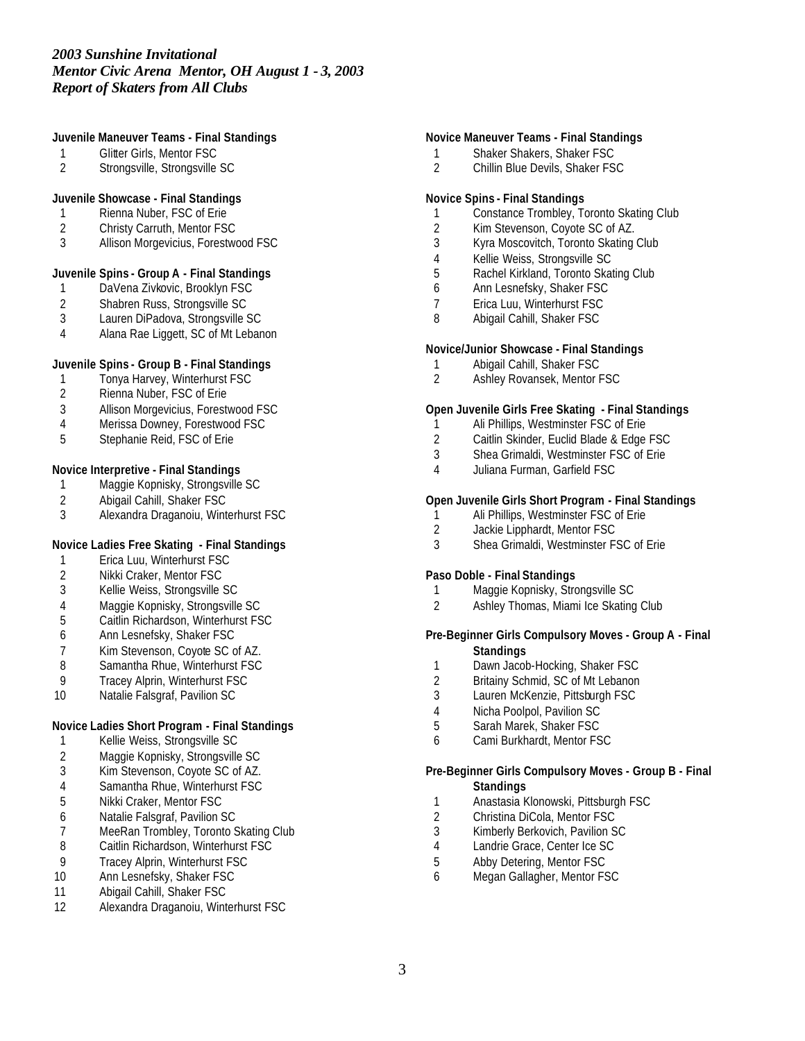*2003 Sunshine Invitational*
*Mentor Civic Arena Mentor, OH August 1 - 3, 2003*
*Report of Skaters from All Clubs*

**Juvenile Maneuver Teams - Final Standings**

1 Glitter Girls, Mentor FSC
2 Strongsville, Strongsville SC

**Juvenile Showcase - Final Standings**

1 Rienna Nuber, FSC of Erie
2 Christy Carruth, Mentor FSC
3 Allison Morgevicius, Forestwood FSC

**Juvenile Spins - Group A - Final Standings**

1 DaVena Zivkovic, Brooklyn FSC
2 Shabren Russ, Strongsville SC
3 Lauren DiPadova, Strongsville SC
4 Alana Rae Liggett, SC of Mt Lebanon

**Juvenile Spins - Group B - Final Standings**

1 Tonya Harvey, Winterhurst FSC
2 Rienna Nuber, FSC of Erie
3 Allison Morgevicius, Forestwood FSC
4 Merissa Downey, Forestwood FSC
5 Stephanie Reid, FSC of Erie

**Novice Interpretive - Final Standings**

1 Maggie Kopnisky, Strongsville SC
2 Abigail Cahill, Shaker FSC
3 Alexandra Draganoiu, Winterhurst FSC

**Novice Ladies Free Skating - Final Standings**

1 Erica Luu, Winterhurst FSC
2 Nikki Craker, Mentor FSC
3 Kellie Weiss, Strongsville SC
4 Maggie Kopnisky, Strongsville SC
5 Caitlin Richardson, Winterhurst FSC
6 Ann Lesnefsky, Shaker FSC
7 Kim Stevenson, Coyote SC of AZ.
8 Samantha Rhue, Winterhurst FSC
9 Tracey Alprin, Winterhurst FSC
10 Natalie Falsgraf, Pavilion SC

**Novice Ladies Short Program - Final Standings**

1 Kellie Weiss, Strongsville SC
2 Maggie Kopnisky, Strongsville SC
3 Kim Stevenson, Coyote SC of AZ.
4 Samantha Rhue, Winterhurst FSC
5 Nikki Craker, Mentor FSC
6 Natalie Falsgraf, Pavilion SC
7 MeeRan Trombley, Toronto Skating Club
8 Caitlin Richardson, Winterhurst FSC
9 Tracey Alprin, Winterhurst FSC
10 Ann Lesnefsky, Shaker FSC
11 Abigail Cahill, Shaker FSC
12 Alexandra Draganoiu, Winterhurst FSC

**Novice Maneuver Teams - Final Standings**

1 Shaker Shakers, Shaker FSC
2 Chillin Blue Devils, Shaker FSC

**Novice Spins - Final Standings**

1 Constance Trombley, Toronto Skating Club
2 Kim Stevenson, Coyote SC of AZ.
3 Kyra Moscovitch, Toronto Skating Club
4 Kellie Weiss, Strongsville SC
5 Rachel Kirkland, Toronto Skating Club
6 Ann Lesnefsky, Shaker FSC
7 Erica Luu, Winterhurst FSC
8 Abigail Cahill, Shaker FSC

**Novice/Junior Showcase - Final Standings**

1 Abigail Cahill, Shaker FSC
2 Ashley Rovansek, Mentor FSC

**Open Juvenile Girls Free Skating - Final Standings**

1 Ali Phillips, Westminster FSC of Erie
2 Caitlin Skinder, Euclid Blade & Edge FSC
3 Shea Grimaldi, Westminster FSC of Erie
4 Juliana Furman, Garfield FSC

**Open Juvenile Girls Short Program - Final Standings**

1 Ali Phillips, Westminster FSC of Erie
2 Jackie Lipphardt, Mentor FSC
3 Shea Grimaldi, Westminster FSC of Erie

**Paso Doble - Final Standings**

1 Maggie Kopnisky, Strongsville SC
2 Ashley Thomas, Miami Ice Skating Club

**Pre-Beginner Girls Compulsory Moves - Group A - Final Standings**

1 Dawn Jacob-Hocking, Shaker FSC
2 Britainy Schmid, SC of Mt Lebanon
3 Lauren McKenzie, Pittsburgh FSC
4 Nicha Poolpol, Pavilion SC
5 Sarah Marek, Shaker FSC
6 Cami Burkhardt, Mentor FSC

**Pre-Beginner Girls Compulsory Moves - Group B - Final Standings**

1 Anastasia Klonowski, Pittsburgh FSC
2 Christina DiCola, Mentor FSC
3 Kimberly Berkovich, Pavilion SC
4 Landrie Grace, Center Ice SC
5 Abby Detering, Mentor FSC
6 Megan Gallagher, Mentor FSC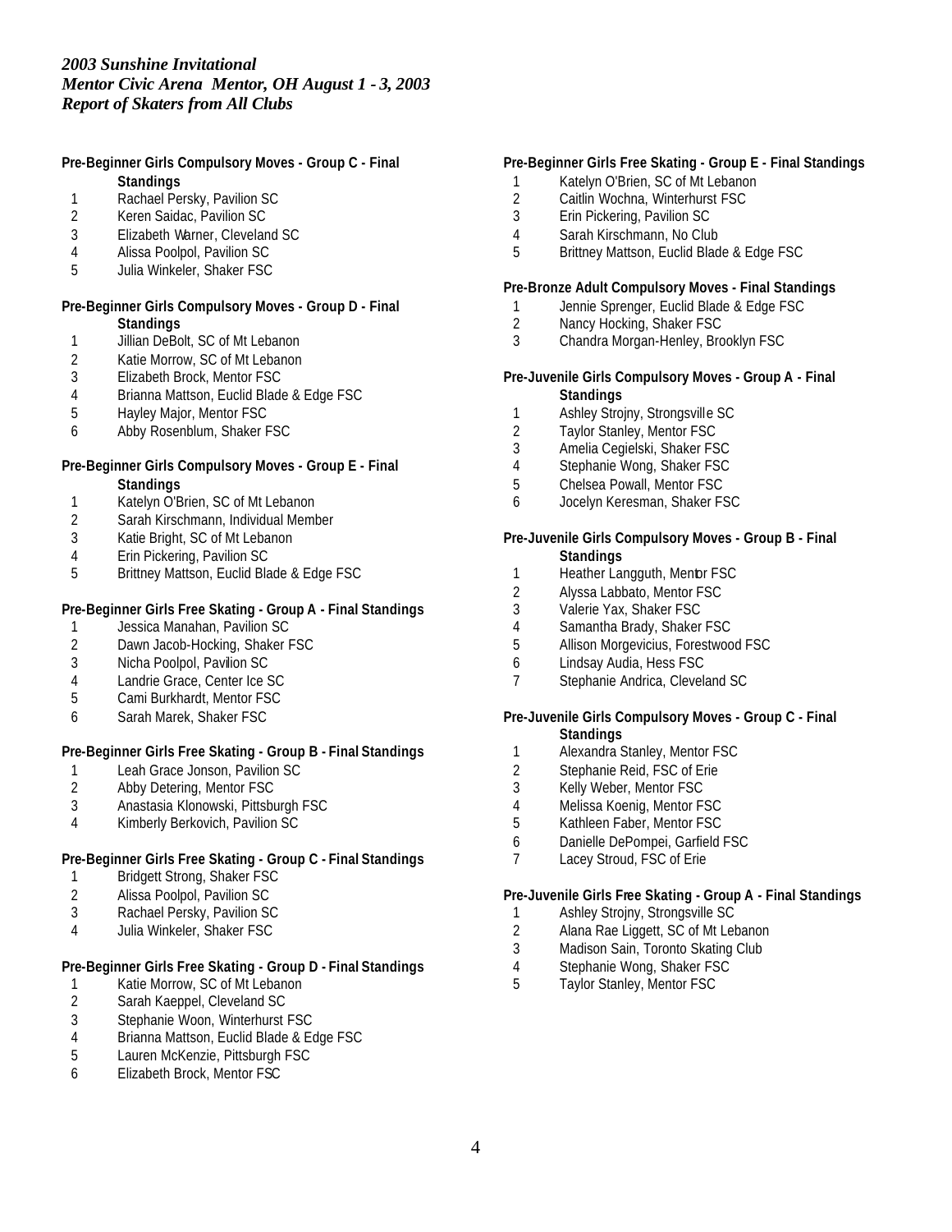*2003 Sunshine Invitational*
*Mentor Civic Arena Mentor, OH August 1 - 3, 2003*
*Report of Skaters from All Clubs*

**Pre-Beginner Girls Compulsory Moves - Group C - Final Standings**

1 Rachael Persky, Pavilion SC
2 Keren Saidac, Pavilion SC
3 Elizabeth Warner, Cleveland SC
4 Alissa Poolpol, Pavilion SC
5 Julia Winkeler, Shaker FSC

**Pre-Beginner Girls Compulsory Moves - Group D - Final Standings**

1 Jillian DeBolt, SC of Mt Lebanon
2 Katie Morrow, SC of Mt Lebanon
3 Elizabeth Brock, Mentor FSC
4 Brianna Mattson, Euclid Blade & Edge FSC
5 Hayley Major, Mentor FSC
6 Abby Rosenblum, Shaker FSC

**Pre-Beginner Girls Compulsory Moves - Group E - Final Standings**

1 Katelyn O'Brien, SC of Mt Lebanon
2 Sarah Kirschmann, Individual Member
3 Katie Bright, SC of Mt Lebanon
4 Erin Pickering, Pavilion SC
5 Brittney Mattson, Euclid Blade & Edge FSC

**Pre-Beginner Girls Free Skating - Group A - Final Standings**

1 Jessica Manahan, Pavilion SC
2 Dawn Jacob-Hocking, Shaker FSC
3 Nicha Poolpol, Pavilion SC
4 Landrie Grace, Center Ice SC
5 Cami Burkhardt, Mentor FSC
6 Sarah Marek, Shaker FSC

**Pre-Beginner Girls Free Skating - Group B - Final Standings**

1 Leah Grace Jonson, Pavilion SC
2 Abby Detering, Mentor FSC
3 Anastasia Klonowski, Pittsburgh FSC
4 Kimberly Berkovich, Pavilion SC

**Pre-Beginner Girls Free Skating - Group C - Final Standings**

1 Bridgett Strong, Shaker FSC
2 Alissa Poolpol, Pavilion SC
3 Rachael Persky, Pavilion SC
4 Julia Winkeler, Shaker FSC

**Pre-Beginner Girls Free Skating - Group D - Final Standings**

1 Katie Morrow, SC of Mt Lebanon
2 Sarah Kaeppel, Cleveland SC
3 Stephanie Woon, Winterhurst FSC
4 Brianna Mattson, Euclid Blade & Edge FSC
5 Lauren McKenzie, Pittsburgh FSC
6 Elizabeth Brock, Mentor FSC

**Pre-Beginner Girls Free Skating - Group E - Final Standings**

1 Katelyn O'Brien, SC of Mt Lebanon
2 Caitlin Wochna, Winterhurst FSC
3 Erin Pickering, Pavilion SC
4 Sarah Kirschmann, No Club
5 Brittney Mattson, Euclid Blade & Edge FSC

**Pre-Bronze Adult Compulsory Moves - Final Standings**

1 Jennie Sprenger, Euclid Blade & Edge FSC
2 Nancy Hocking, Shaker FSC
3 Chandra Morgan-Henley, Brooklyn FSC

**Pre-Juvenile Girls Compulsory Moves - Group A - Final Standings**

1 Ashley Strojny, Strongsville SC
2 Taylor Stanley, Mentor FSC
3 Amelia Cegielski, Shaker FSC
4 Stephanie Wong, Shaker FSC
5 Chelsea Powall, Mentor FSC
6 Jocelyn Keresman, Shaker FSC

**Pre-Juvenile Girls Compulsory Moves - Group B - Final Standings**

1 Heather Langguth, Mentor FSC
2 Alyssa Labbato, Mentor FSC
3 Valerie Yax, Shaker FSC
4 Samantha Brady, Shaker FSC
5 Allison Morgevicius, Forestwood FSC
6 Lindsay Audia, Hess FSC
7 Stephanie Andrica, Cleveland SC

**Pre-Juvenile Girls Compulsory Moves - Group C - Final Standings**

1 Alexandra Stanley, Mentor FSC
2 Stephanie Reid, FSC of Erie
3 Kelly Weber, Mentor FSC
4 Melissa Koenig, Mentor FSC
5 Kathleen Faber, Mentor FSC
6 Danielle DePompei, Garfield FSC
7 Lacey Stroud, FSC of Erie

**Pre-Juvenile Girls Free Skating - Group A - Final Standings**

1 Ashley Strojny, Strongsville SC
2 Alana Rae Liggett, SC of Mt Lebanon
3 Madison Sain, Toronto Skating Club
4 Stephanie Wong, Shaker FSC
5 Taylor Stanley, Mentor FSC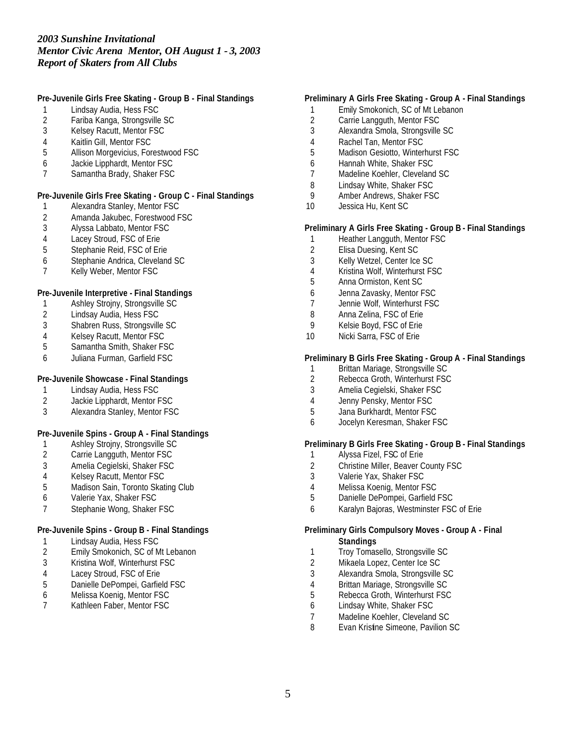*2003 Sunshine Invitational*
*Mentor Civic Arena  Mentor, OH August 1 - 3, 2003*
*Report of Skaters from All Clubs*

**Pre-Juvenile Girls Free Skating - Group B - Final Standings**

1. Lindsay Audia, Hess FSC
2. Fariba Kanga, Strongsville SC
3. Kelsey Racutt, Mentor FSC
4. Kaitlin Gill, Mentor FSC
5. Allison Morgevicius, Forestwood FSC
6. Jackie Lipphardt, Mentor FSC
7. Samantha Brady, Shaker FSC

**Pre-Juvenile Girls Free Skating - Group C - Final Standings**

1. Alexandra Stanley, Mentor FSC
2. Amanda Jakubec, Forestwood FSC
3. Alyssa Labbato, Mentor FSC
4. Lacey Stroud, FSC of Erie
5. Stephanie Reid, FSC of Erie
6. Stephanie Andrica, Cleveland SC
7. Kelly Weber, Mentor FSC

**Pre-Juvenile Interpretive - Final Standings**

1. Ashley Strojny, Strongsville SC
2. Lindsay Audia, Hess FSC
3. Shabren Russ, Strongsville SC
4. Kelsey Racutt, Mentor FSC
5. Samantha Smith, Shaker FSC
6. Juliana Furman, Garfield FSC

**Pre-Juvenile Showcase - Final Standings**

1. Lindsay Audia, Hess FSC
2. Jackie Lipphardt, Mentor FSC
3. Alexandra Stanley, Mentor FSC

**Pre-Juvenile Spins - Group A - Final Standings**

1. Ashley Strojny, Strongsville SC
2. Carrie Langguth, Mentor FSC
3. Amelia Cegielski, Shaker FSC
4. Kelsey Racutt, Mentor FSC
5. Madison Sain, Toronto Skating Club
6. Valerie Yax, Shaker FSC
7. Stephanie Wong, Shaker FSC

**Pre-Juvenile Spins - Group B - Final Standings**

1. Lindsay Audia, Hess FSC
2. Emily Smokonich, SC of Mt Lebanon
3. Kristina Wolf, Winterhurst FSC
4. Lacey Stroud, FSC of Erie
5. Danielle DePompei, Garfield FSC
6. Melissa Koenig, Mentor FSC
7. Kathleen Faber, Mentor FSC

**Preliminary A Girls Free Skating - Group A - Final Standings**

1. Emily Smokonich, SC of Mt Lebanon
2. Carrie Langguth, Mentor FSC
3. Alexandra Smola, Strongsville SC
4. Rachel Tan, Mentor FSC
5. Madison Gesiotto, Winterhurst FSC
6. Hannah White, Shaker FSC
7. Madeline Koehler, Cleveland SC
8. Lindsay White, Shaker FSC
9. Amber Andrews, Shaker FSC
10. Jessica Hu, Kent SC

**Preliminary A Girls Free Skating - Group B - Final Standings**

1. Heather Langguth, Mentor FSC
2. Elisa Duesing, Kent SC
3. Kelly Wetzel, Center Ice SC
4. Kristina Wolf, Winterhurst FSC
5. Anna Ormiston, Kent SC
6. Jenna Zavasky, Mentor FSC
7. Jennie Wolf, Winterhurst FSC
8. Anna Zelina, FSC of Erie
9. Kelsie Boyd, FSC of Erie
10. Nicki Sarra, FSC of Erie

**Preliminary B Girls Free Skating - Group A - Final Standings**

1. Brittan Mariage, Strongsville SC
2. Rebecca Groth, Winterhurst FSC
3. Amelia Cegielski, Shaker FSC
4. Jenny Pensky, Mentor FSC
5. Jana Burkhardt, Mentor FSC
6. Jocelyn Keresman, Shaker FSC

**Preliminary B Girls Free Skating - Group B - Final Standings**

1. Alyssa Fizel, FSC of Erie
2. Christine Miller, Beaver County FSC
3. Valerie Yax, Shaker FSC
4. Melissa Koenig, Mentor FSC
5. Danielle DePompei, Garfield FSC
6. Karalyn Bajoras, Westminster FSC of Erie

**Preliminary Girls Compulsory Moves - Group A - Final Standings**

1. Troy Tomasello, Strongsville SC
2. Mikaela Lopez, Center Ice SC
3. Alexandra Smola, Strongsville SC
4. Brittan Mariage, Strongsville SC
5. Rebecca Groth, Winterhurst FSC
6. Lindsay White, Shaker FSC
7. Madeline Koehler, Cleveland SC
8. Evan Kristine Simeone, Pavilion SC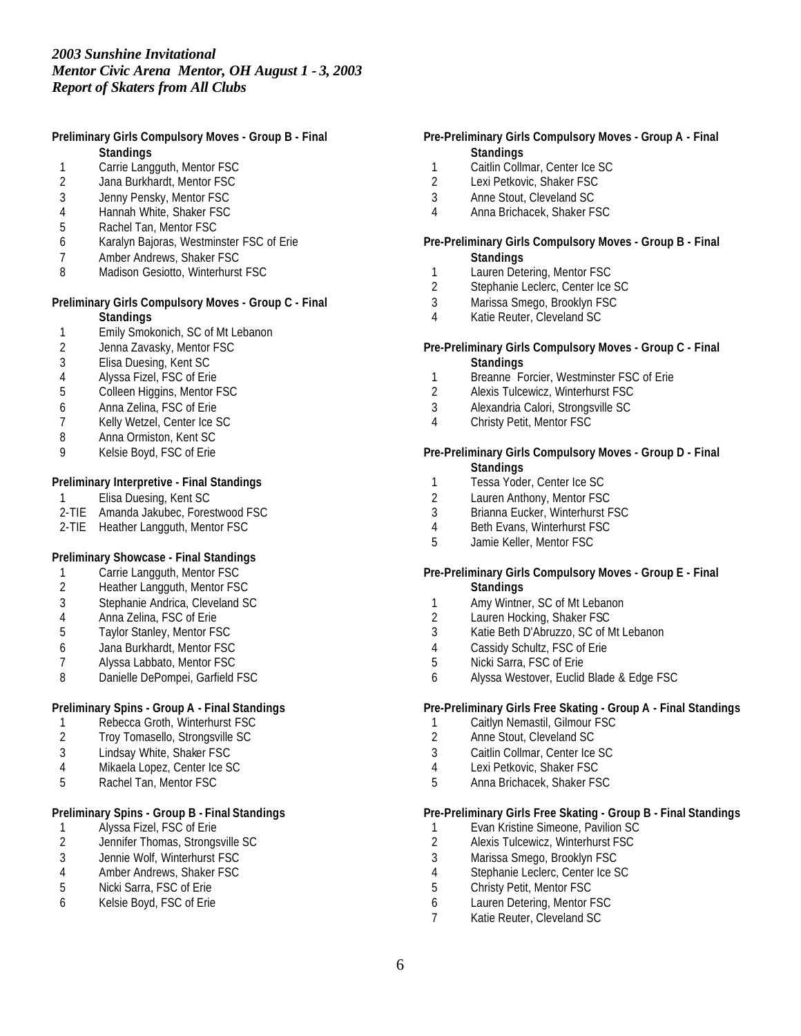*2003 Sunshine Invitational*
*Mentor Civic Arena Mentor, OH August 1 - 3, 2003*
*Report of Skaters from All Clubs*

**Preliminary Girls Compulsory Moves - Group B - Final Standings**

1. Carrie Langguth, Mentor FSC
2. Jana Burkhardt, Mentor FSC
3. Jenny Pensky, Mentor FSC
4. Hannah White, Shaker FSC
5. Rachel Tan, Mentor FSC
6. Karalyn Bajoras, Westminster FSC of Erie
7. Amber Andrews, Shaker FSC
8. Madison Gesiotto, Winterhurst FSC

**Preliminary Girls Compulsory Moves - Group C - Final Standings**

1. Emily Smokonich, SC of Mt Lebanon
2. Jenna Zavasky, Mentor FSC
3. Elisa Duesing, Kent SC
4. Alyssa Fizel, FSC of Erie
5. Colleen Higgins, Mentor FSC
6. Anna Zelina, FSC of Erie
7. Kelly Wetzel, Center Ice SC
8. Anna Ormiston, Kent SC
9. Kelsie Boyd, FSC of Erie

**Preliminary Interpretive - Final Standings**

1 Elisa Duesing, Kent SC
2-TIE Amanda Jakubec, Forestwood FSC
2-TIE Heather Langguth, Mentor FSC

**Preliminary Showcase - Final Standings**

1. Carrie Langguth, Mentor FSC
2. Heather Langguth, Mentor FSC
3. Stephanie Andrica, Cleveland SC
4. Anna Zelina, FSC of Erie
5. Taylor Stanley, Mentor FSC
6. Jana Burkhardt, Mentor FSC
7. Alyssa Labbato, Mentor FSC
8. Danielle DePompei, Garfield FSC

**Preliminary Spins - Group A - Final Standings**

1. Rebecca Groth, Winterhurst FSC
2. Troy Tomasello, Strongsville SC
3. Lindsay White, Shaker FSC
4. Mikaela Lopez, Center Ice SC
5. Rachel Tan, Mentor FSC

**Preliminary Spins - Group B - Final Standings**

1. Alyssa Fizel, FSC of Erie
2. Jennifer Thomas, Strongsville SC
3. Jennie Wolf, Winterhurst FSC
4. Amber Andrews, Shaker FSC
5. Nicki Sarra, FSC of Erie
6. Kelsie Boyd, FSC of Erie

**Pre-Preliminary Girls Compulsory Moves - Group A - Final Standings**

1. Caitlin Collmar, Center Ice SC
2. Lexi Petkovic, Shaker FSC
3. Anne Stout, Cleveland SC
4. Anna Brichacek, Shaker FSC

**Pre-Preliminary Girls Compulsory Moves - Group B - Final Standings**

1. Lauren Detering, Mentor FSC
2. Stephanie Leclerc, Center Ice SC
3. Marissa Smego, Brooklyn FSC
4. Katie Reuter, Cleveland SC

**Pre-Preliminary Girls Compulsory Moves - Group C - Final Standings**

1. Breanne Forcier, Westminster FSC of Erie
2. Alexis Tulcewicz, Winterhurst FSC
3. Alexandria Calori, Strongsville SC
4. Christy Petit, Mentor FSC

**Pre-Preliminary Girls Compulsory Moves - Group D - Final Standings**

1. Tessa Yoder, Center Ice SC
2. Lauren Anthony, Mentor FSC
3. Brianna Eucker, Winterhurst FSC
4. Beth Evans, Winterhurst FSC
5. Jamie Keller, Mentor FSC

**Pre-Preliminary Girls Compulsory Moves - Group E - Final Standings**

1. Amy Wintner, SC of Mt Lebanon
2. Lauren Hocking, Shaker FSC
3. Katie Beth D'Abruzzo, SC of Mt Lebanon
4. Cassidy Schultz, FSC of Erie
5. Nicki Sarra, FSC of Erie
6. Alyssa Westover, Euclid Blade & Edge FSC

**Pre-Preliminary Girls Free Skating - Group A - Final Standings**

1. Caitlyn Nemastil, Gilmour FSC
2. Anne Stout, Cleveland SC
3. Caitlin Collmar, Center Ice SC
4. Lexi Petkovic, Shaker FSC
5. Anna Brichacek, Shaker FSC

**Pre-Preliminary Girls Free Skating - Group B - Final Standings**

1. Evan Kristine Simeone, Pavilion SC
2. Alexis Tulcewicz, Winterhurst FSC
3. Marissa Smego, Brooklyn FSC
4. Stephanie Leclerc, Center Ice SC
5. Christy Petit, Mentor FSC
6. Lauren Detering, Mentor FSC
7. Katie Reuter, Cleveland SC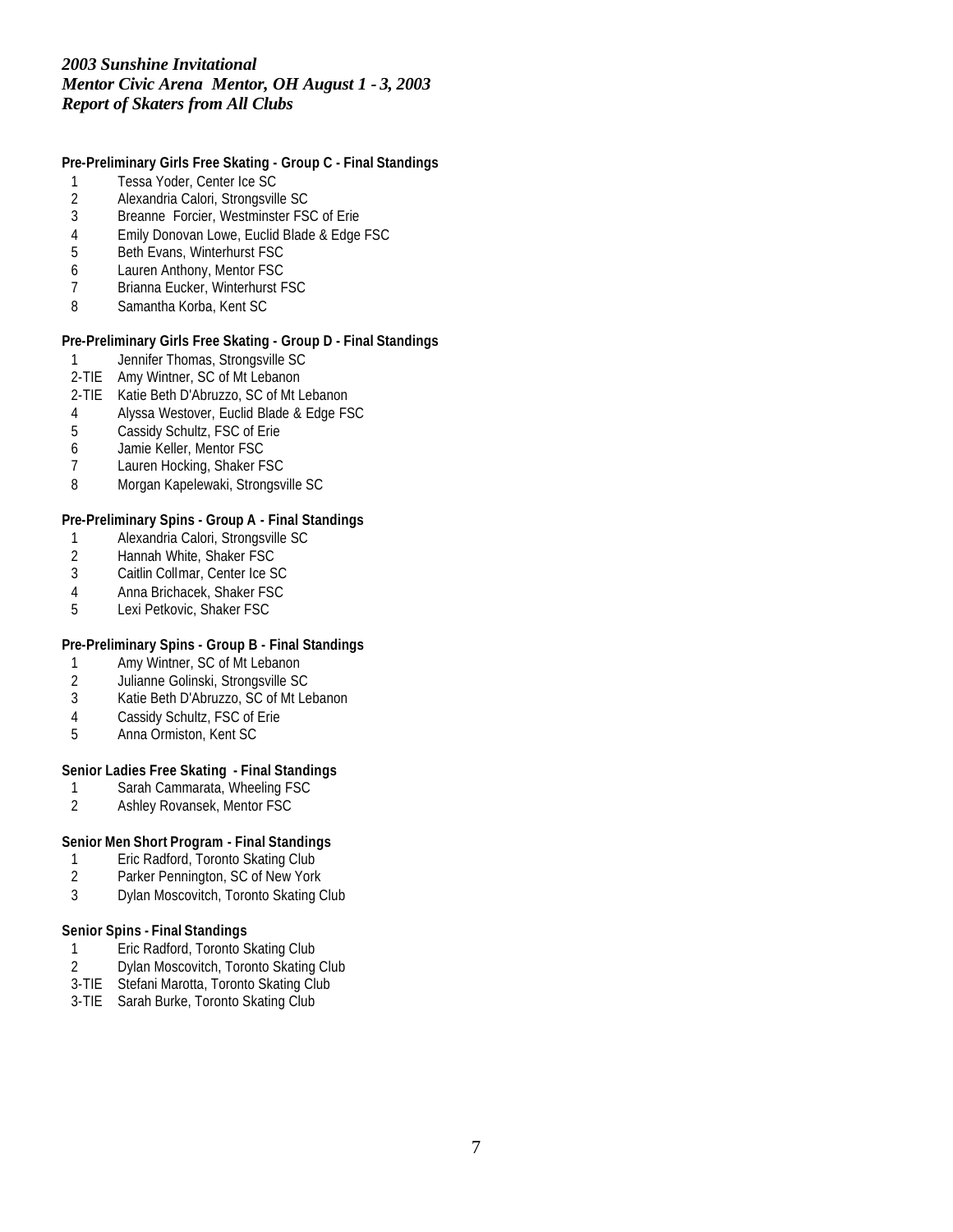*2003 Sunshine Invitational*
*Mentor Civic Arena Mentor, OH August 1 - 3, 2003*
*Report of Skaters from All Clubs*

**Pre-Preliminary Girls Free Skating - Group C - Final Standings**

1 Tessa Yoder, Center Ice SC
2 Alexandria Calori, Strongsville SC
3 Breanne Forcier, Westminster FSC of Erie
4 Emily Donovan Lowe, Euclid Blade & Edge FSC
5 Beth Evans, Winterhurst FSC
6 Lauren Anthony, Mentor FSC
7 Brianna Eucker, Winterhurst FSC
8 Samantha Korba, Kent SC

**Pre-Preliminary Girls Free Skating - Group D - Final Standings**

1 Jennifer Thomas, Strongsville SC
2-TIE Amy Wintner, SC of Mt Lebanon
2-TIE Katie Beth D'Abruzzo, SC of Mt Lebanon
4 Alyssa Westover, Euclid Blade & Edge FSC
5 Cassidy Schultz, FSC of Erie
6 Jamie Keller, Mentor FSC
7 Lauren Hocking, Shaker FSC
8 Morgan Kapelewaki, Strongsville SC

**Pre-Preliminary Spins - Group A - Final Standings**

1 Alexandria Calori, Strongsville SC
2 Hannah White, Shaker FSC
3 Caitlin Collmar, Center Ice SC
4 Anna Brichacek, Shaker FSC
5 Lexi Petkovic, Shaker FSC

**Pre-Preliminary Spins - Group B - Final Standings**

1 Amy Wintner, SC of Mt Lebanon
2 Julianne Golinski, Strongsville SC
3 Katie Beth D'Abruzzo, SC of Mt Lebanon
4 Cassidy Schultz, FSC of Erie
5 Anna Ormiston, Kent SC

**Senior Ladies Free Skating - Final Standings**

1 Sarah Cammarata, Wheeling FSC
2 Ashley Rovansek, Mentor FSC

**Senior Men Short Program - Final Standings**

1 Eric Radford, Toronto Skating Club
2 Parker Pennington, SC of New York
3 Dylan Moscovitch, Toronto Skating Club

**Senior Spins - Final Standings**

1 Eric Radford, Toronto Skating Club
2 Dylan Moscovitch, Toronto Skating Club
3-TIE Stefani Marotta, Toronto Skating Club
3-TIE Sarah Burke, Toronto Skating Club